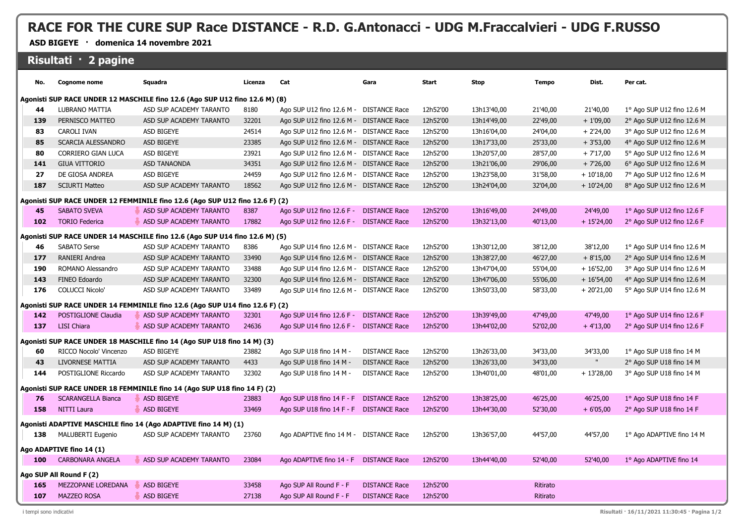# RACE FOR THE CURE SUP Race DISTANCE - R.D. G.Antonacci - UDG M.Fraccalvieri - UDG F.RUSSO

**ASD BIGEYE · domenica 14 novembre 2021**

## Risultati · 2 pagine

| No. | Cognome nome | Squadra | Licenza | Cat | Gara | Start | Stop | Tempo | Dist. | Per cat. |
|---|---|---|---|---|---|---|---|---|---|---|
| **Agonisti SUP RACE UNDER 12 MASCHILE fino 12.6 (Ago SUP U12 fino 12.6 M) (8)** | | | | | | | | | | |
| 44 | LUBRANO MATTIA | ASD SUP ACADEMY TARANTO | 8180 | Ago SUP U12 fino 12.6 M - | DISTANCE Race | 12h52'00 | 13h13'40,00 | 21'40,00 | 21'40,00 | 1° Ago SUP U12 fino 12.6 M |
| 139 | PERNISCO MATTEO | ASD SUP ACADEMY TARANTO | 32201 | Ago SUP U12 fino 12.6 M - | DISTANCE Race | 12h52'00 | 13h14'49,00 | 22'49,00 | + 1'09,00 | 2° Ago SUP U12 fino 12.6 M |
| 83 | CAROLI IVAN | ASD BIGEYE | 24514 | Ago SUP U12 fino 12.6 M - | DISTANCE Race | 12h52'00 | 13h16'04,00 | 24'04,00 | + 2'24,00 | 3° Ago SUP U12 fino 12.6 M |
| 85 | SCARCIA ALESSANDRO | ASD BIGEYE | 23385 | Ago SUP U12 fino 12.6 M - | DISTANCE Race | 12h52'00 | 13h17'33,00 | 25'33,00 | + 3'53,00 | 4° Ago SUP U12 fino 12.6 M |
| 80 | CORRIERO GIAN LUCA | ASD BIGEYE | 23921 | Ago SUP U12 fino 12.6 M - | DISTANCE Race | 12h52'00 | 13h20'57,00 | 28'57,00 | + 7'17,00 | 5° Ago SUP U12 fino 12.6 M |
| 141 | GIUA VITTORIO | ASD TANAONDA | 34351 | Ago SUP U12 fino 12.6 M - | DISTANCE Race | 12h52'00 | 13h21'06,00 | 29'06,00 | + 7'26,00 | 6° Ago SUP U12 fino 12.6 M |
| 27 | DE GIOSA ANDREA | ASD BIGEYE | 24459 | Ago SUP U12 fino 12.6 M - | DISTANCE Race | 12h52'00 | 13h23'58,00 | 31'58,00 | + 10'18,00 | 7° Ago SUP U12 fino 12.6 M |
| 187 | SCIURTI Matteo | ASD SUP ACADEMY TARANTO | 18562 | Ago SUP U12 fino 12.6 M - | DISTANCE Race | 12h52'00 | 13h24'04,00 | 32'04,00 | + 10'24,00 | 8° Ago SUP U12 fino 12.6 M |
| **Agonisti SUP RACE UNDER 12 FEMMINILE fino 12.6 (Ago SUP U12 fino 12.6 F) (2)** | | | | | | | | | | |
| 45 | SABATO SVEVA | ASD SUP ACADEMY TARANTO | 8387 | Ago SUP U12 fino 12.6 F - | DISTANCE Race | 12h52'00 | 13h16'49,00 | 24'49,00 | 24'49,00 | 1° Ago SUP U12 fino 12.6 F |
| 102 | TORIO Federica | ASD SUP ACADEMY TARANTO | 17882 | Ago SUP U12 fino 12.6 F - | DISTANCE Race | 12h52'00 | 13h32'13,00 | 40'13,00 | + 15'24,00 | 2° Ago SUP U12 fino 12.6 F |
| **Agonisti SUP RACE UNDER 14 MASCHILE fino 12.6 (Ago SUP U14 fino 12.6 M) (5)** | | | | | | | | | | |
| 46 | SABATO Serse | ASD SUP ACADEMY TARANTO | 8386 | Ago SUP U14 fino 12.6 M - | DISTANCE Race | 12h52'00 | 13h30'12,00 | 38'12,00 | 38'12,00 | 1° Ago SUP U14 fino 12.6 M |
| 177 | RANIERI Andrea | ASD SUP ACADEMY TARANTO | 33490 | Ago SUP U14 fino 12.6 M - | DISTANCE Race | 12h52'00 | 13h38'27,00 | 46'27,00 | + 8'15,00 | 2° Ago SUP U14 fino 12.6 M |
| 190 | ROMANO Alessandro | ASD SUP ACADEMY TARANTO | 33488 | Ago SUP U14 fino 12.6 M - | DISTANCE Race | 12h52'00 | 13h47'04,00 | 55'04,00 | + 16'52,00 | 3° Ago SUP U14 fino 12.6 M |
| 143 | FINEO Edoardo | ASD SUP ACADEMY TARANTO | 32300 | Ago SUP U14 fino 12.6 M - | DISTANCE Race | 12h52'00 | 13h47'06,00 | 55'06,00 | + 16'54,00 | 4° Ago SUP U14 fino 12.6 M |
| 176 | COLUCCI Nicolo' | ASD SUP ACADEMY TARANTO | 33489 | Ago SUP U14 fino 12.6 M - | DISTANCE Race | 12h52'00 | 13h50'33,00 | 58'33,00 | + 20'21,00 | 5° Ago SUP U14 fino 12.6 M |
| **Agonisti SUP RACE UNDER 14 FEMMINILE fino 12.6 (Ago SUP U14 fino 12.6 F) (2)** | | | | | | | | | | |
| 142 | POSTIGLIONE Claudia | ASD SUP ACADEMY TARANTO | 32301 | Ago SUP U14 fino 12.6 F - | DISTANCE Race | 12h52'00 | 13h39'49,00 | 47'49,00 | 47'49,00 | 1° Ago SUP U14 fino 12.6 F |
| 137 | LISI Chiara | ASD SUP ACADEMY TARANTO | 24636 | Ago SUP U14 fino 12.6 F - | DISTANCE Race | 12h52'00 | 13h44'02,00 | 52'02,00 | + 4'13,00 | 2° Ago SUP U14 fino 12.6 F |
| **Agonisti SUP RACE UNDER 18 MASCHILE fino 14 (Ago SUP U18 fino 14 M) (3)** | | | | | | | | | | |
| 60 | RICCO Nocolo' Vincenzo | ASD BIGEYE | 23882 | Ago SUP U18 fino 14 M - | DISTANCE Race | 12h52'00 | 13h26'33,00 | 34'33,00 | 34'33,00 | 1° Ago SUP U18 fino 14 M |
| 43 | LIVORNESE MATTIA | ASD SUP ACADEMY TARANTO | 4433 | Ago SUP U18 fino 14 M - | DISTANCE Race | 12h52'00 | 13h26'33,00 | 34'33,00 | " | 2° Ago SUP U18 fino 14 M |
| 144 | POSTIGLIONE Riccardo | ASD SUP ACADEMY TARANTO | 32302 | Ago SUP U18 fino 14 M - | DISTANCE Race | 12h52'00 | 13h40'01,00 | 48'01,00 | + 13'28,00 | 3° Ago SUP U18 fino 14 M |
| **Agonisti SUP RACE UNDER 18 FEMMINILE fino 14 (Ago SUP U18 fino 14 F) (2)** | | | | | | | | | | |
| 76 | SCARANGELLA Bianca | ASD BIGEYE | 23883 | Ago SUP U18 fino 14 F - F | DISTANCE Race | 12h52'00 | 13h38'25,00 | 46'25,00 | 46'25,00 | 1° Ago SUP U18 fino 14 F |
| 158 | NITTI Laura | ASD BIGEYE | 33469 | Ago SUP U18 fino 14 F - F | DISTANCE Race | 12h52'00 | 13h44'30,00 | 52'30,00 | + 6'05,00 | 2° Ago SUP U18 fino 14 F |
| **Agonisti ADAPTIVE MASCHILE fino 14 (Ago ADAPTIVE fino 14 M) (1)** | | | | | | | | | | |
| 138 | MALUBERTI Eugenio | ASD SUP ACADEMY TARANTO | 23760 | Ago ADAPTIVE fino 14 M - | DISTANCE Race | 12h52'00 | 13h36'57,00 | 44'57,00 | 44'57,00 | 1° Ago ADAPTIVE fino 14 M |
| **Ago ADAPTIVE fino 14 (1)** | | | | | | | | | | |
| 100 | CARBONARA ANGELA | ASD SUP ACADEMY TARANTO | 23084 | Ago ADAPTIVE fino 14 - F | DISTANCE Race | 12h52'00 | 13h44'40,00 | 52'40,00 | 52'40,00 | 1° Ago ADAPTIVE fino 14 |
| **Ago SUP All Round F (2)** | | | | | | | | | | |
| 165 | MEZZOPANE LOREDANA | ASD BIGEYE | 33458 | Ago SUP All Round F - F | DISTANCE Race | 12h52'00 | | Ritirato | | |
| 107 | MAZZEO ROSA | ASD BIGEYE | 27138 | Ago SUP All Round F - F | DISTANCE Race | 12h52'00 | | Ritirato | | |

i tempi sono indicativi

Risultati · 16/11/2021 11:30:45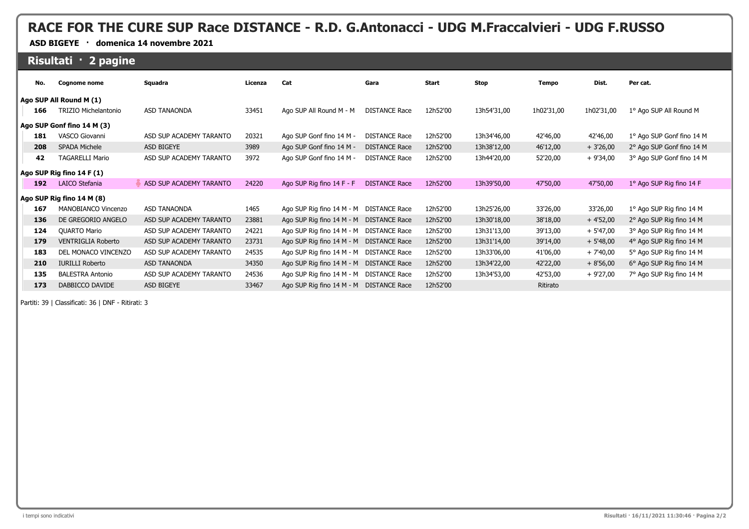# RACE FOR THE CURE SUP Race DISTANCE - R.D. G.Antonacci - UDG M.Fraccalvieri - UDG F.RUSSO

**ASD BIGEYE · domenica 14 novembre 2021**

## Risultati · 2 pagine

| No. | Cognome nome | Squadra | Licenza | Cat | Gara | Start | Stop | Tempo | Dist. | Per cat. |
|---|---|---|---|---|---|---|---|---|---|---|
| **Ago SUP All Round M (1)** | | | | | | | | | | |
| **166** | TRIZIO Michelantonio | ASD TANAONDA | 33451 | Ago SUP All Round M - M | DISTANCE Race | 12h52'00 | 13h54'31,00 | 1h02'31,00 | 1h02'31,00 | 1° Ago SUP All Round M |
| **Ago SUP Gonf fino 14 M (3)** | | | | | | | | | | |
| **181** | VASCO Giovanni | ASD SUP ACADEMY TARANTO | 20321 | Ago SUP Gonf fino 14 M - | DISTANCE Race | 12h52'00 | 13h34'46,00 | 42'46,00 | 42'46,00 | 1° Ago SUP Gonf fino 14 M |
| **208** | SPADA Michele | ASD BIGEYE | 3989 | Ago SUP Gonf fino 14 M - | DISTANCE Race | 12h52'00 | 13h38'12,00 | 46'12,00 | + 3'26,00 | 2° Ago SUP Gonf fino 14 M |
| **42** | TAGARELLI Mario | ASD SUP ACADEMY TARANTO | 3972 | Ago SUP Gonf fino 14 M - | DISTANCE Race | 12h52'00 | 13h44'20,00 | 52'20,00 | + 9'34,00 | 3° Ago SUP Gonf fino 14 M |
| **Ago SUP Rig fino 14 F (1)** | | | | | | | | | | |
| **192** | LAICO Stefania | ASD SUP ACADEMY TARANTO | 24220 | Ago SUP Rig fino 14 F - F | DISTANCE Race | 12h52'00 | 13h39'50,00 | 47'50,00 | 47'50,00 | 1° Ago SUP Rig fino 14 F |
| **Ago SUP Rig fino 14 M (8)** | | | | | | | | | | |
| **167** | MANOBIANCO Vincenzo | ASD TANAONDA | 1465 | Ago SUP Rig fino 14 M - M | DISTANCE Race | 12h52'00 | 13h25'26,00 | 33'26,00 | 33'26,00 | 1° Ago SUP Rig fino 14 M |
| **136** | DE GREGORIO ANGELO | ASD SUP ACADEMY TARANTO | 23881 | Ago SUP Rig fino 14 M - M | DISTANCE Race | 12h52'00 | 13h30'18,00 | 38'18,00 | + 4'52,00 | 2° Ago SUP Rig fino 14 M |
| **124** | QUARTO Mario | ASD SUP ACADEMY TARANTO | 24221 | Ago SUP Rig fino 14 M - M | DISTANCE Race | 12h52'00 | 13h31'13,00 | 39'13,00 | + 5'47,00 | 3° Ago SUP Rig fino 14 M |
| **179** | VENTRIGLIA Roberto | ASD SUP ACADEMY TARANTO | 23731 | Ago SUP Rig fino 14 M - M | DISTANCE Race | 12h52'00 | 13h31'14,00 | 39'14,00 | + 5'48,00 | 4° Ago SUP Rig fino 14 M |
| **183** | DEL MONACO VINCENZO | ASD SUP ACADEMY TARANTO | 24535 | Ago SUP Rig fino 14 M - M | DISTANCE Race | 12h52'00 | 13h33'06,00 | 41'06,00 | + 7'40,00 | 5° Ago SUP Rig fino 14 M |
| **210** | IURILLI Roberto | ASD TANAONDA | 34350 | Ago SUP Rig fino 14 M - M | DISTANCE Race | 12h52'00 | 13h34'22,00 | 42'22,00 | + 8'56,00 | 6° Ago SUP Rig fino 14 M |
| **135** | BALESTRA Antonio | ASD SUP ACADEMY TARANTO | 24536 | Ago SUP Rig fino 14 M - M | DISTANCE Race | 12h52'00 | 13h34'53,00 | 42'53,00 | + 9'27,00 | 7° Ago SUP Rig fino 14 M |
| **173** | DABBICCO DAVIDE | ASD BIGEYE | 33467 | Ago SUP Rig fino 14 M - M | DISTANCE Race | 12h52'00 | | Ritirato | | |

Partiti: 39 | Classificati: 36 | DNF - Ritirati: 3

i tempi sono indicativi

Risultati · 16/11/2021 11:30:46